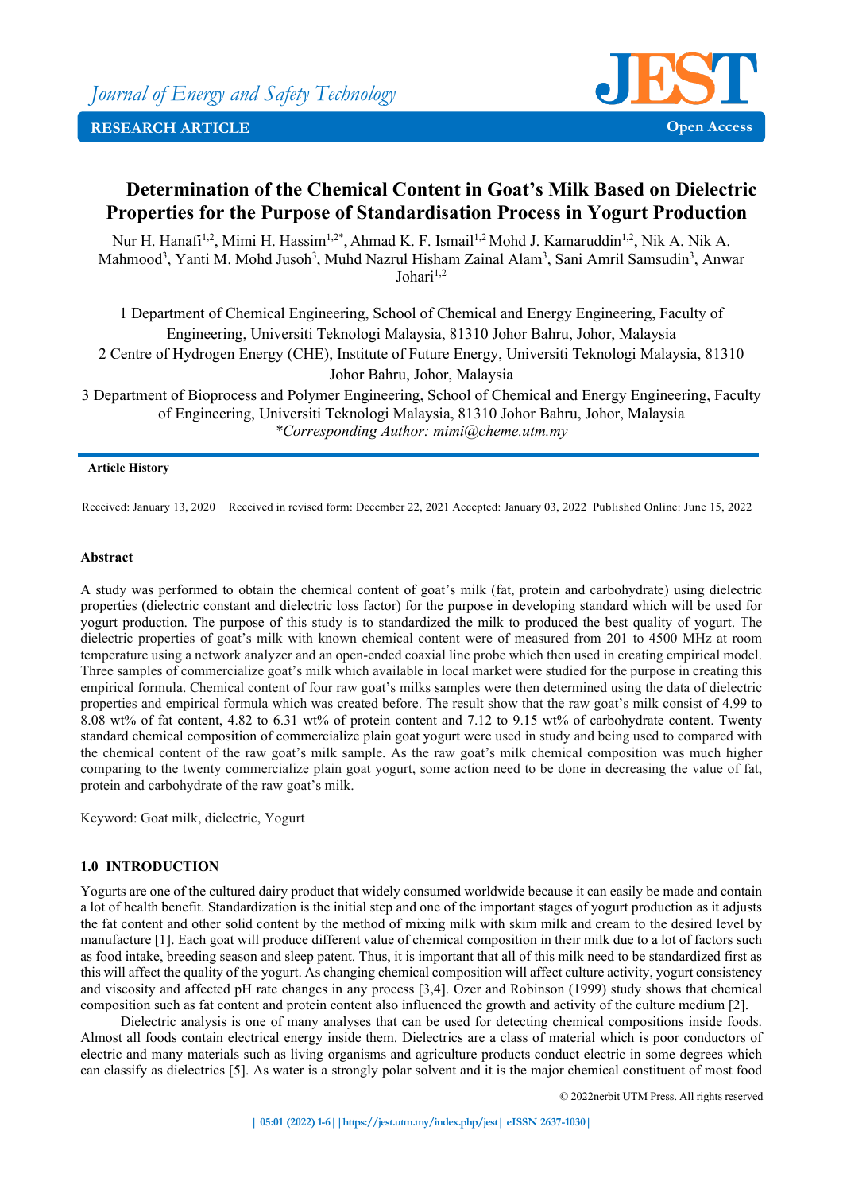# Determination of the Chemical Content in Goat's Milk Based on Dielectric Properties for the Purpose of Standardisation Process in Yogurt Production

Nur H. Hanafi[1,2], Mimi H. Hassim[1,2*], Ahmad K. F. Ismail[1,2] Mohd J. Kamaruddin[1,2], Nik A. Nik A. Mahmood[3], Yanti M. Mohd Jusoh[3], Muhd Nazrul Hisham Zainal Alam[3], Sani Amril Samsudin[3], Anwar Johari[1,2]

1 Department of Chemical Engineering, School of Chemical and Energy Engineering, Faculty of Engineering, Universiti Teknologi Malaysia, 81310 Johor Bahru, Johor, Malaysia

2 Centre of Hydrogen Energy (CHE), Institute of Future Energy, Universiti Teknologi Malaysia, 81310 Johor Bahru, Johor, Malaysia

3 Department of Bioprocess and Polymer Engineering, School of Chemical and Energy Engineering, Faculty of Engineering, Universiti Teknologi Malaysia, 81310 Johor Bahru, Johor, Malaysia

*\*Corresponding Author: mimi@cheme.utm.my*

**Article History**

Received: January 13, 2020 Received in revised form: December 22, 2021 Accepted: January 03, 2022 Published Online: June 15, 2022

## Abstract

A study was performed to obtain the chemical content of goat's milk (fat, protein and carbohydrate) using dielectric properties (dielectric constant and dielectric loss factor) for the purpose in developing standard which will be used for yogurt production. The purpose of this study is to standardized the milk to produced the best quality of yogurt. The dielectric properties of goat's milk with known chemical content were of measured from 201 to 4500 MHz at room temperature using a network analyzer and an open-ended coaxial line probe which then used in creating empirical model. Three samples of commercialize goat's milk which available in local market were studied for the purpose in creating this empirical formula. Chemical content of four raw goat's milks samples were then determined using the data of dielectric properties and empirical formula which was created before. The result show that the raw goat's milk consist of 4.99 to 8.08 wt% of fat content, 4.82 to 6.31 wt% of protein content and 7.12 to 9.15 wt% of carbohydrate content. Twenty standard chemical composition of commercialize plain goat yogurt were used in study and being used to compared with the chemical content of the raw goat's milk sample. As the raw goat's milk chemical composition was much higher comparing to the twenty commercialize plain goat yogurt, some action need to be done in decreasing the value of fat, protein and carbohydrate of the raw goat's milk.

Keyword: Goat milk, dielectric, Yogurt

## 1.0 INTRODUCTION

Yogurts are one of the cultured dairy product that widely consumed worldwide because it can easily be made and contain a lot of health benefit. Standardization is the initial step and one of the important stages of yogurt production as it adjusts the fat content and other solid content by the method of mixing milk with skim milk and cream to the desired level by manufacture [1]. Each goat will produce different value of chemical composition in their milk due to a lot of factors such as food intake, breeding season and sleep patent. Thus, it is important that all of this milk need to be standardized first as this will affect the quality of the yogurt. As changing chemical composition will affect culture activity, yogurt consistency and viscosity and affected pH rate changes in any process [3,4]. Ozer and Robinson (1999) study shows that chemical composition such as fat content and protein content also influenced the growth and activity of the culture medium [2].

Dielectric analysis is one of many analyses that can be used for detecting chemical compositions inside foods. Almost all foods contain electrical energy inside them. Dielectrics are a class of material which is poor conductors of electric and many materials such as living organisms and agriculture products conduct electric in some degrees which can classify as dielectrics [5]. As water is a strongly polar solvent and it is the major chemical constituent of most food

© 2022nerbit UTM Press. All rights reserved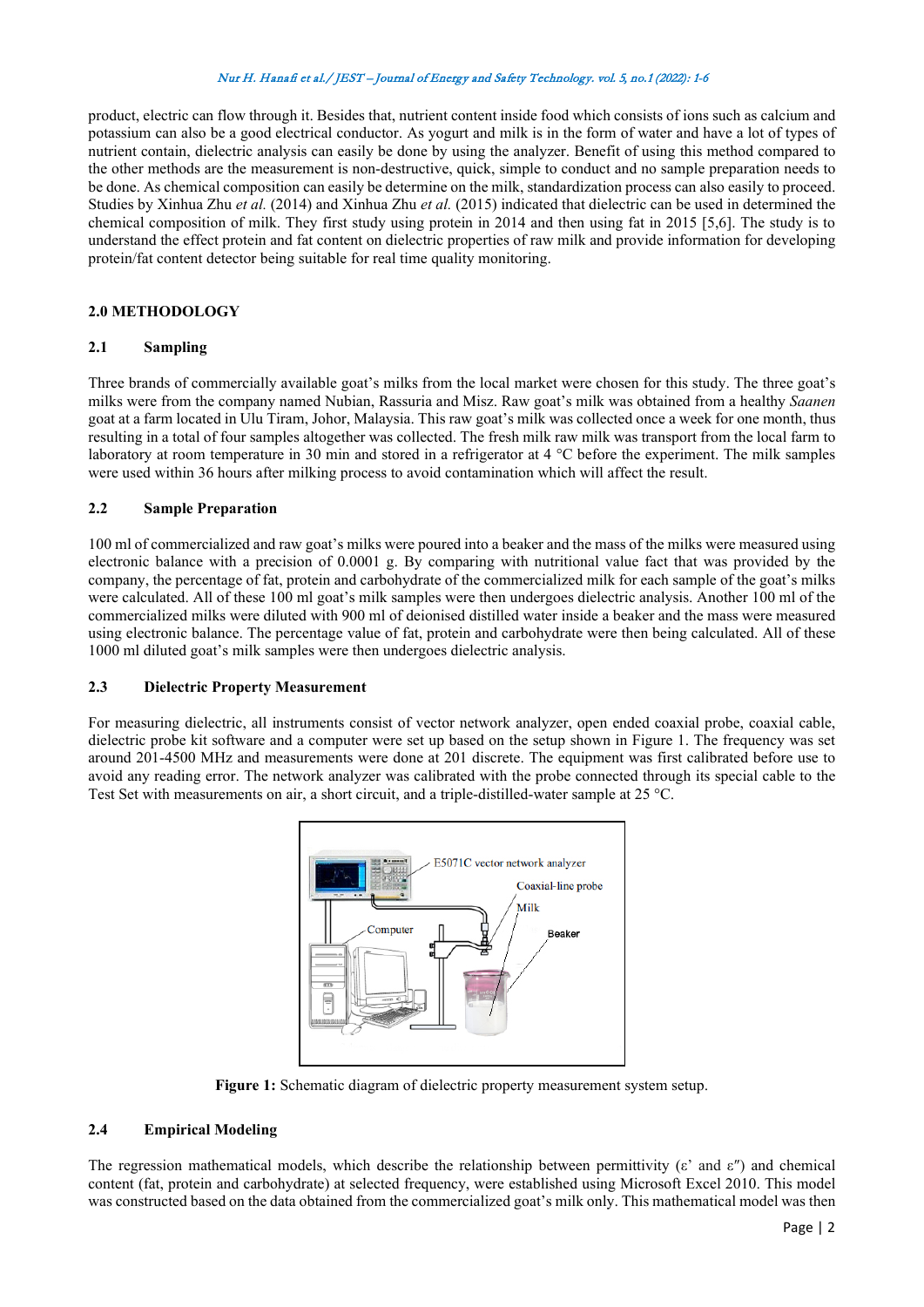product, electric can flow through it. Besides that, nutrient content inside food which consists of ions such as calcium and potassium can also be a good electrical conductor. As yogurt and milk is in the form of water and have a lot of types of nutrient contain, dielectric analysis can easily be done by using the analyzer. Benefit of using this method compared to the other methods are the measurement is non-destructive, quick, simple to conduct and no sample preparation needs to be done. As chemical composition can easily be determine on the milk, standardization process can also easily to proceed. Studies by Xinhua Zhu *et al.* (2014) and Xinhua Zhu *et al.* (2015) indicated that dielectric can be used in determined the chemical composition of milk. They first study using protein in 2014 and then using fat in 2015 [5,6]. The study is to understand the effect protein and fat content on dielectric properties of raw milk and provide information for developing protein/fat content detector being suitable for real time quality monitoring.

## 2.0 METHODOLOGY

### 2.1 Sampling

Three brands of commercially available goat's milks from the local market were chosen for this study. The three goat's milks were from the company named Nubian, Rassuria and Misz. Raw goat's milk was obtained from a healthy *Saanen* goat at a farm located in Ulu Tiram, Johor, Malaysia. This raw goat's milk was collected once a week for one month, thus resulting in a total of four samples altogether was collected. The fresh milk raw milk was transport from the local farm to laboratory at room temperature in 30 min and stored in a refrigerator at 4 °C before the experiment. The milk samples were used within 36 hours after milking process to avoid contamination which will affect the result.

### 2.2 Sample Preparation

100 ml of commercialized and raw goat's milks were poured into a beaker and the mass of the milks were measured using electronic balance with a precision of 0.0001 g. By comparing with nutritional value fact that was provided by the company, the percentage of fat, protein and carbohydrate of the commercialized milk for each sample of the goat's milks were calculated. All of these 100 ml goat's milk samples were then undergoes dielectric analysis. Another 100 ml of the commercialized milks were diluted with 900 ml of deionised distilled water inside a beaker and the mass were measured using electronic balance. The percentage value of fat, protein and carbohydrate were then being calculated. All of these 1000 ml diluted goat's milk samples were then undergoes dielectric analysis.

### 2.3 Dielectric Property Measurement

For measuring dielectric, all instruments consist of vector network analyzer, open ended coaxial probe, coaxial cable, dielectric probe kit software and a computer were set up based on the setup shown in Figure 1. The frequency was set around 201-4500 MHz and measurements were done at 201 discrete. The equipment was first calibrated before use to avoid any reading error. The network analyzer was calibrated with the probe connected through its special cable to the Test Set with measurements on air, a short circuit, and a triple-distilled-water sample at 25 °C.

E5071C vector network analyzer

Coaxial-line probe

Milk

Computer

Beaker

**Figure 1:** Schematic diagram of dielectric property measurement system setup.

### 2.4 Empirical Modeling

The regression mathematical models, which describe the relationship between permittivity ($\varepsilon'$ and $\varepsilon''$) and chemical content (fat, protein and carbohydrate) at selected frequency, were established using Microsoft Excel 2010. This model was constructed based on the data obtained from the commercialized goat's milk only. This mathematical model was then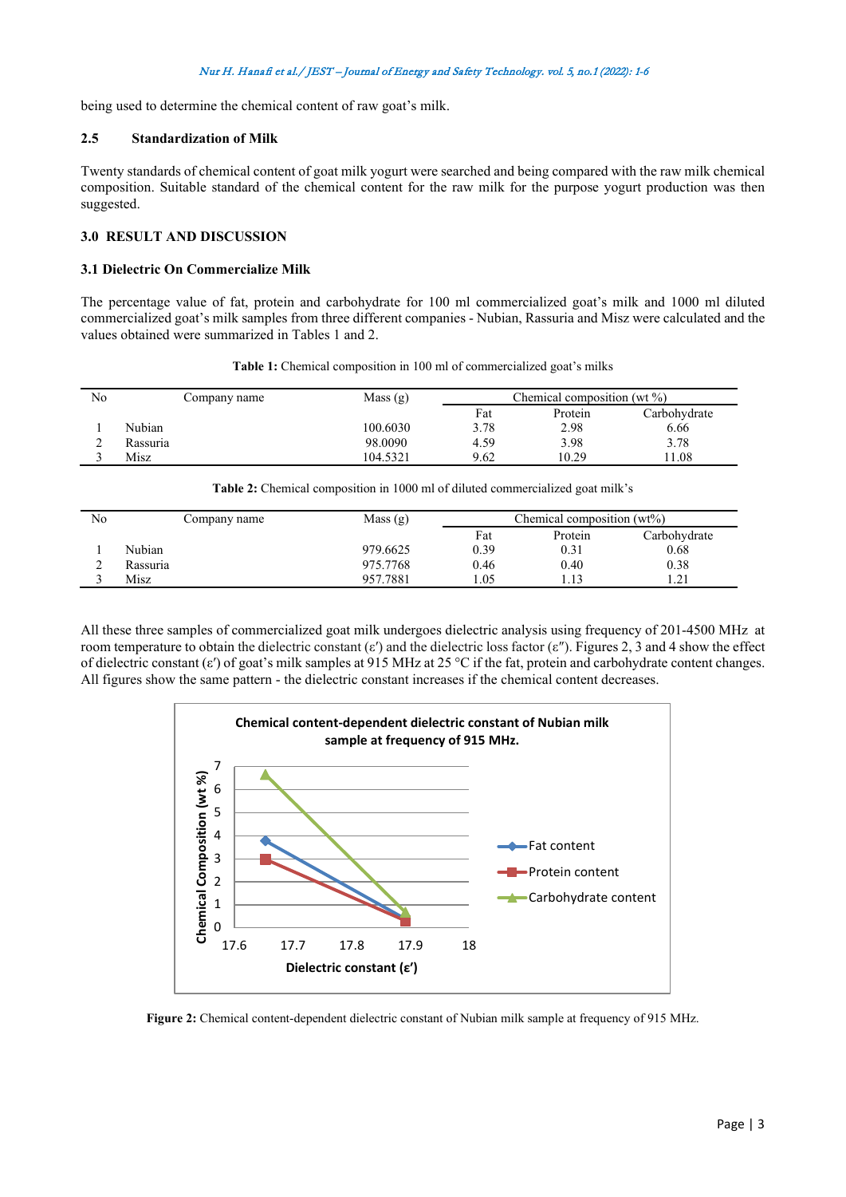being used to determine the chemical content of raw goat's milk.

### 2.5 Standardization of Milk

Twenty standards of chemical content of goat milk yogurt were searched and being compared with the raw milk chemical composition. Suitable standard of the chemical content for the raw milk for the purpose yogurt production was then suggested.

## 3.0 RESULT AND DISCUSSION

### 3.1 Dielectric On Commercialize Milk

The percentage value of fat, protein and carbohydrate for 100 ml commercialized goat's milk and 1000 ml diluted commercialized goat's milk samples from three different companies - Nubian, Rassuria and Misz were calculated and the values obtained were summarized in Tables 1 and 2.

**Table 1:** Chemical composition in 100 ml of commercialized goat's milks

| No | Company name | Mass (g) | Chemical composition (wt %) | | |
|---|---|---|---|---|---|
| | | | Fat | Protein | Carbohydrate |
| 1 | Nubian | 100.6030 | 3.78 | 2.98 | 6.66 |
| 2 | Rassuria | 98.0090 | 4.59 | 3.98 | 3.78 |
| 3 | Misz | 104.5321 | 9.62 | 10.29 | 11.08 |

**Table 2:** Chemical composition in 1000 ml of diluted commercialized goat milk's

| No | Company name | Mass (g) | Chemical composition (wt%) | | |
|---|---|---|---|---|---|
| | | | Fat | Protein | Carbohydrate |
| 1 | Nubian | 979.6625 | 0.39 | 0.31 | 0.68 |
| 2 | Rassuria | 975.7768 | 0.46 | 0.40 | 0.38 |
| 3 | Misz | 957.7881 | 1.05 | 1.13 | 1.21 |

All these three samples of commercialized goat milk undergoes dielectric analysis using frequency of 201-4500 MHz at room temperature to obtain the dielectric constant (ε′) and the dielectric loss factor (ε″). Figures 2, 3 and 4 show the effect of dielectric constant (ε′) of goat's milk samples at 915 MHz at 25 °C if the fat, protein and carbohydrate content changes. All figures show the same pattern - the dielectric constant increases if the chemical content decreases.

Chemical content-dependent dielectric constant of Nubian milk sample at frequency of 915 MHz.

Chemical Composition (wt %)

0
1
2
3
4
5
6
7

Dielectric constant (ε′)

17.6
17.7
17.8
17.9
18

Fat content
Protein content
Carbohydrate content

**Figure 2:** Chemical content-dependent dielectric constant of Nubian milk sample at frequency of 915 MHz.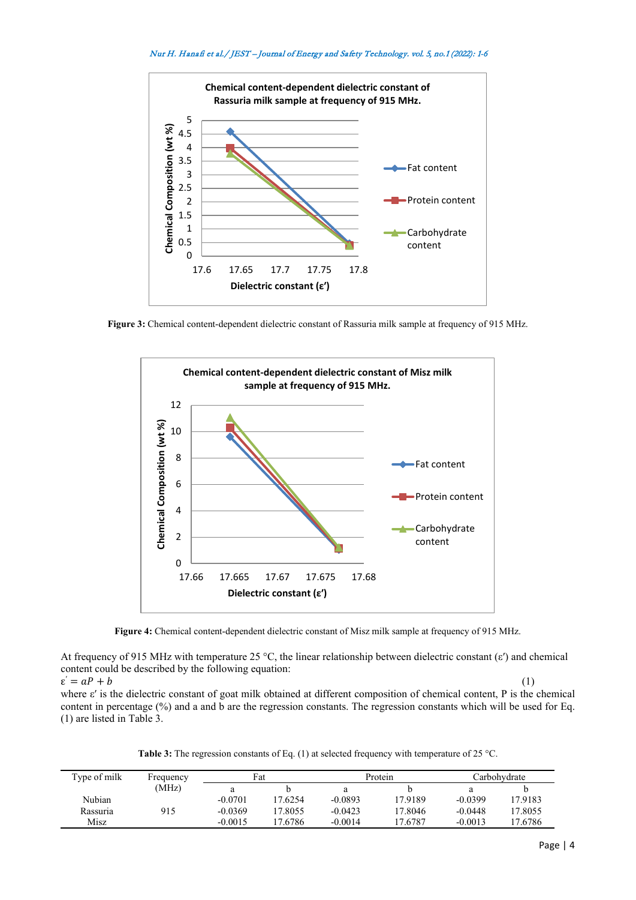Chemical content-dependent dielectric constant of Rassuria milk sample at frequency of 915 MHz.

Chemical Composition (wt %)

0
0.5
1
1.5
2
2.5
3
3.5
4
4.5
5

17.6
17.65
17.7
17.75
17.8

Dielectric constant (ε′)

Fat content
Protein content
Carbohydrate content

**Figure 3:** Chemical content-dependent dielectric constant of Rassuria milk sample at frequency of 915 MHz.

Chemical content-dependent dielectric constant of Misz milk sample at frequency of 915 MHz.

Chemical Composition (wt %)

0
2
4
6
8
10
12

17.66
17.665
17.67
17.675
17.68

Dielectric constant (ε′)

Fat content
Protein content
Carbohydrate content

**Figure 4:** Chemical content-dependent dielectric constant of Misz milk sample at frequency of 915 MHz.

At frequency of 915 MHz with temperature 25 °C, the linear relationship between dielectric constant (ε′) and chemical content could be described by the following equation:

$$\varepsilon' = aP + b \tag{1}$$

where ε′ is the dielectric constant of goat milk obtained at different composition of chemical content, P is the chemical content in percentage (%) and a and b are the regression constants. The regression constants which will be used for Eq. (1) are listed in Table 3.

**Table 3:** The regression constants of Eq. (1) at selected frequency with temperature of 25 °C.

| Type of milk | Frequency (MHz) | Fat | | Protein | | Carbohydrate | |
|---|---|---|---|---|---|---|---|
| | | a | b | a | b | a | b |
| Nubian | | -0.0701 | 17.6254 | -0.0893 | 17.9189 | -0.0399 | 17.9183 |
| Rassuria | 915 | -0.0369 | 17.8055 | -0.0423 | 17.8046 | -0.0448 | 17.8055 |
| Misz | | -0.0015 | 17.6786 | -0.0014 | 17.6787 | -0.0013 | 17.6786 |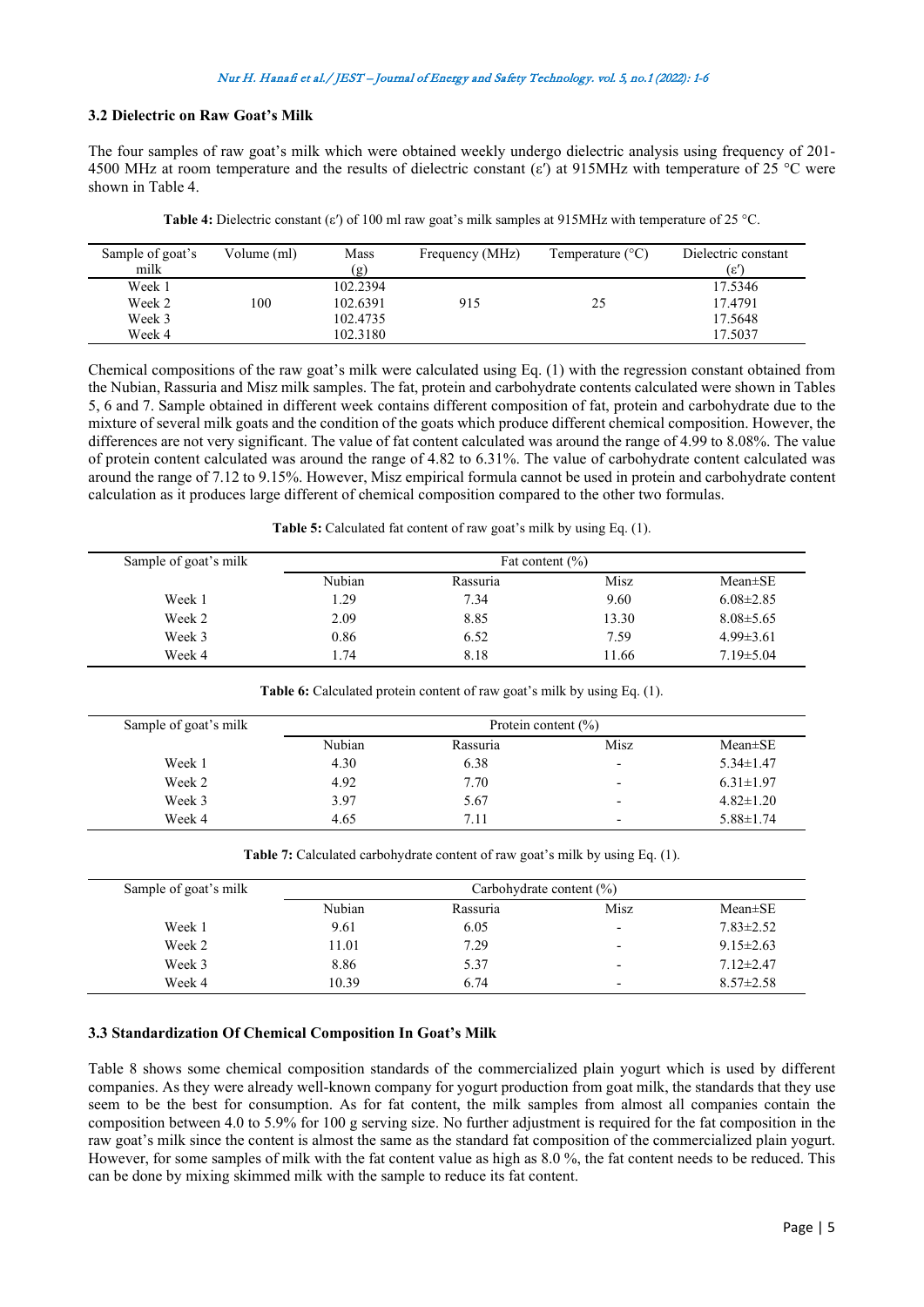### 3.2 Dielectric on Raw Goat's Milk

The four samples of raw goat's milk which were obtained weekly undergo dielectric analysis using frequency of 201-4500 MHz at room temperature and the results of dielectric constant (ε′) at 915MHz with temperature of 25 °C were shown in Table 4.

**Table 4:** Dielectric constant (ε′) of 100 ml raw goat's milk samples at 915MHz with temperature of 25 °C.

| Sample of goat's milk | Volume (ml) | Mass (g) | Frequency (MHz) | Temperature (°C) | Dielectric constant (ε′) |
|---|---|---|---|---|---|
| Week 1 | 100 | 102.2394 | 915 | 25 | 17.5346 |
| Week 2 | | 102.6391 | | | 17.4791 |
| Week 3 | | 102.4735 | | | 17.5648 |
| Week 4 | | 102.3180 | | | 17.5037 |

Chemical compositions of the raw goat's milk were calculated using Eq. (1) with the regression constant obtained from the Nubian, Rassuria and Misz milk samples. The fat, protein and carbohydrate contents calculated were shown in Tables 5, 6 and 7. Sample obtained in different week contains different composition of fat, protein and carbohydrate due to the mixture of several milk goats and the condition of the goats which produce different chemical composition. However, the differences are not very significant. The value of fat content calculated was around the range of 4.99 to 8.08%. The value of protein content calculated was around the range of 4.82 to 6.31%. The value of carbohydrate content calculated was around the range of 7.12 to 9.15%. However, Misz empirical formula cannot be used in protein and carbohydrate content calculation as it produces large different of chemical composition compared to the other two formulas.

**Table 5:** Calculated fat content of raw goat's milk by using Eq. (1).

| Sample of goat's milk | Fat content (%) | | | |
|---|---|---|---|---|
| | Nubian | Rassuria | Misz | Mean±SE |
| Week 1 | 1.29 | 7.34 | 9.60 | 6.08±2.85 |
| Week 2 | 2.09 | 8.85 | 13.30 | 8.08±5.65 |
| Week 3 | 0.86 | 6.52 | 7.59 | 4.99±3.61 |
| Week 4 | 1.74 | 8.18 | 11.66 | 7.19±5.04 |

**Table 6:** Calculated protein content of raw goat's milk by using Eq. (1).

| Sample of goat's milk | Protein content (%) | | | |
|---|---|---|---|---|
| | Nubian | Rassuria | Misz | Mean±SE |
| Week 1 | 4.30 | 6.38 | - | 5.34±1.47 |
| Week 2 | 4.92 | 7.70 | - | 6.31±1.97 |
| Week 3 | 3.97 | 5.67 | - | 4.82±1.20 |
| Week 4 | 4.65 | 7.11 | - | 5.88±1.74 |

**Table 7:** Calculated carbohydrate content of raw goat's milk by using Eq. (1).

| Sample of goat's milk | Carbohydrate content (%) | | | |
|---|---|---|---|---|
| | Nubian | Rassuria | Misz | Mean±SE |
| Week 1 | 9.61 | 6.05 | - | 7.83±2.52 |
| Week 2 | 11.01 | 7.29 | - | 9.15±2.63 |
| Week 3 | 8.86 | 5.37 | - | 7.12±2.47 |
| Week 4 | 10.39 | 6.74 | - | 8.57±2.58 |

### 3.3 Standardization Of Chemical Composition In Goat's Milk

Table 8 shows some chemical composition standards of the commercialized plain yogurt which is used by different companies. As they were already well-known company for yogurt production from goat milk, the standards that they use seem to be the best for consumption. As for fat content, the milk samples from almost all companies contain the composition between 4.0 to 5.9% for 100 g serving size. No further adjustment is required for the fat composition in the raw goat's milk since the content is almost the same as the standard fat composition of the commercialized plain yogurt. However, for some samples of milk with the fat content value as high as 8.0 %, the fat content needs to be reduced. This can be done by mixing skimmed milk with the sample to reduce its fat content.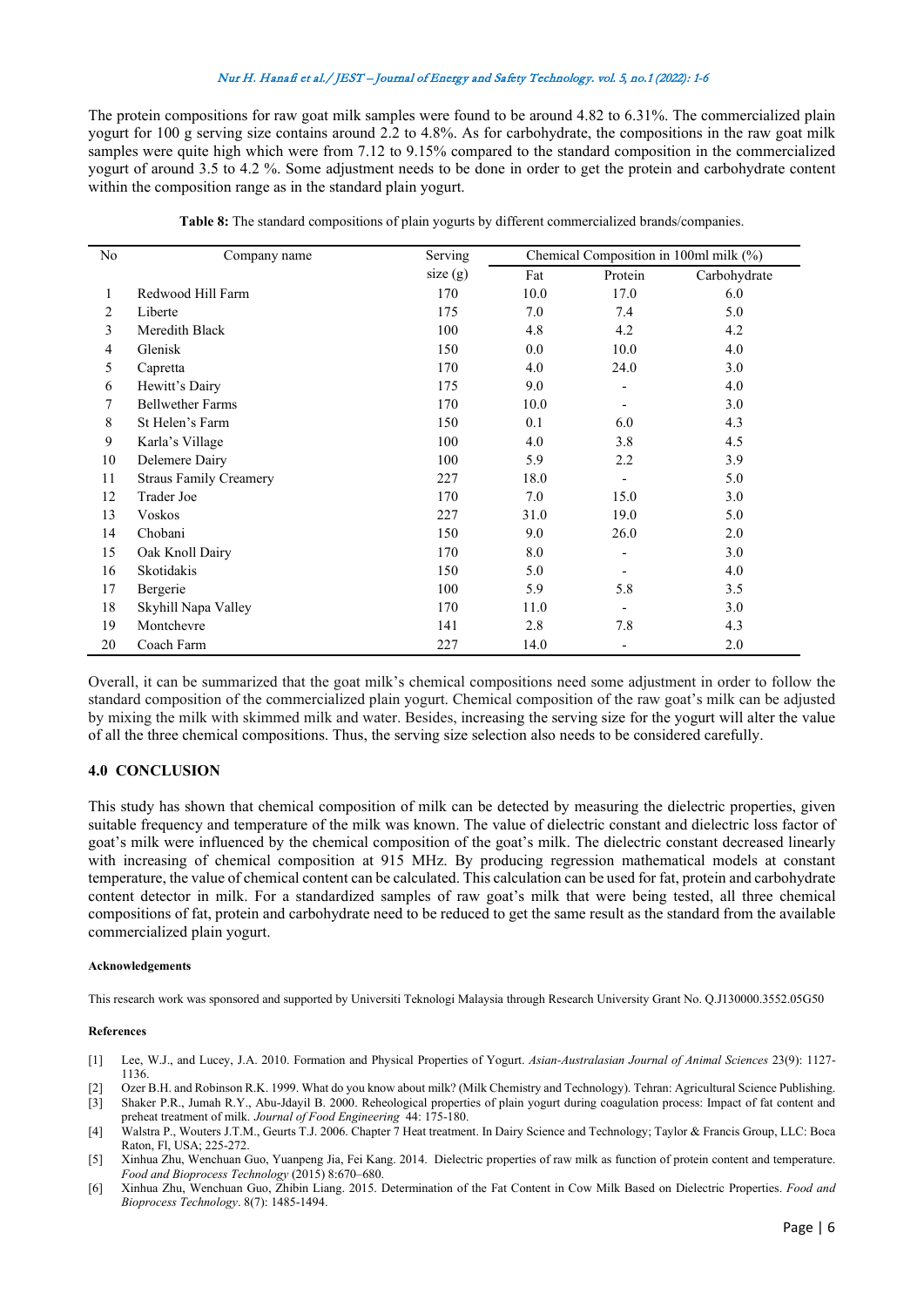The protein compositions for raw goat milk samples were found to be around 4.82 to 6.31%. The commercialized plain yogurt for 100 g serving size contains around 2.2 to 4.8%. As for carbohydrate, the compositions in the raw goat milk samples were quite high which were from 7.12 to 9.15% compared to the standard composition in the commercialized yogurt of around 3.5 to 4.2 %. Some adjustment needs to be done in order to get the protein and carbohydrate content within the composition range as in the standard plain yogurt.

**Table 8:** The standard compositions of plain yogurts by different commercialized brands/companies.

| No | Company name | Serving size (g) | Chemical Composition in 100ml milk (%) | | |
|---|---|---|---|---|---|
| | | | Fat | Protein | Carbohydrate |
| 1 | Redwood Hill Farm | 170 | 10.0 | 17.0 | 6.0 |
| 2 | Liberte | 175 | 7.0 | 7.4 | 5.0 |
| 3 | Meredith Black | 100 | 4.8 | 4.2 | 4.2 |
| 4 | Glenisk | 150 | 0.0 | 10.0 | 4.0 |
| 5 | Capretta | 170 | 4.0 | 24.0 | 3.0 |
| 6 | Hewitt's Dairy | 175 | 9.0 | - | 4.0 |
| 7 | Bellwether Farms | 170 | 10.0 | - | 3.0 |
| 8 | St Helen's Farm | 150 | 0.1 | 6.0 | 4.3 |
| 9 | Karla's Village | 100 | 4.0 | 3.8 | 4.5 |
| 10 | Delemere Dairy | 100 | 5.9 | 2.2 | 3.9 |
| 11 | Straus Family Creamery | 227 | 18.0 | - | 5.0 |
| 12 | Trader Joe | 170 | 7.0 | 15.0 | 3.0 |
| 13 | Voskos | 227 | 31.0 | 19.0 | 5.0 |
| 14 | Chobani | 150 | 9.0 | 26.0 | 2.0 |
| 15 | Oak Knoll Dairy | 170 | 8.0 | - | 3.0 |
| 16 | Skotidakis | 150 | 5.0 | - | 4.0 |
| 17 | Bergerie | 100 | 5.9 | 5.8 | 3.5 |
| 18 | Skyhill Napa Valley | 170 | 11.0 | - | 3.0 |
| 19 | Montchevre | 141 | 2.8 | 7.8 | 4.3 |
| 20 | Coach Farm | 227 | 14.0 | - | 2.0 |

Overall, it can be summarized that the goat milk's chemical compositions need some adjustment in order to follow the standard composition of the commercialized plain yogurt. Chemical composition of the raw goat's milk can be adjusted by mixing the milk with skimmed milk and water. Besides, increasing the serving size for the yogurt will alter the value of all the three chemical compositions. Thus, the serving size selection also needs to be considered carefully.

## 4.0 CONCLUSION

This study has shown that chemical composition of milk can be detected by measuring the dielectric properties, given suitable frequency and temperature of the milk was known. The value of dielectric constant and dielectric loss factor of goat's milk were influenced by the chemical composition of the goat's milk. The dielectric constant decreased linearly with increasing of chemical composition at 915 MHz. By producing regression mathematical models at constant temperature, the value of chemical content can be calculated. This calculation can be used for fat, protein and carbohydrate content detector in milk. For a standardized samples of raw goat's milk that were being tested, all three chemical compositions of fat, protein and carbohydrate need to be reduced to get the same result as the standard from the available commercialized plain yogurt.

#### Acknowledgements

This research work was sponsored and supported by Universiti Teknologi Malaysia through Research University Grant No. Q.J130000.3552.05G50

#### References

[1] Lee, W.J., and Lucey, J.A. 2010. Formation and Physical Properties of Yogurt. *Asian-Australasian Journal of Animal Sciences* 23(9): 1127-1136.

[2] Ozer B.H. and Robinson R.K. 1999. What do you know about milk? (Milk Chemistry and Technology). Tehran: Agricultural Science Publishing.

[3] Shaker P.R., Jumah R.Y., Abu-Jdayil B. 2000. Reheological properties of plain yogurt during coagulation process: Impact of fat content and preheat treatment of milk. *Journal of Food Engineering* 44: 175-180.

[4] Walstra P., Wouters J.T.M., Geurts T.J. 2006. Chapter 7 Heat treatment. In Dairy Science and Technology; Taylor & Francis Group, LLC: Boca Raton, Fl, USA; 225-272.

[5] Xinhua Zhu, Wenchuan Guo, Yuanpeng Jia, Fei Kang. 2014. Dielectric properties of raw milk as function of protein content and temperature. *Food and Bioprocess Technology* (2015) 8:670–680.

[6] Xinhua Zhu, Wenchuan Guo, Zhibin Liang. 2015. Determination of the Fat Content in Cow Milk Based on Dielectric Properties. *Food and Bioprocess Technology*. 8(7): 1485-1494.